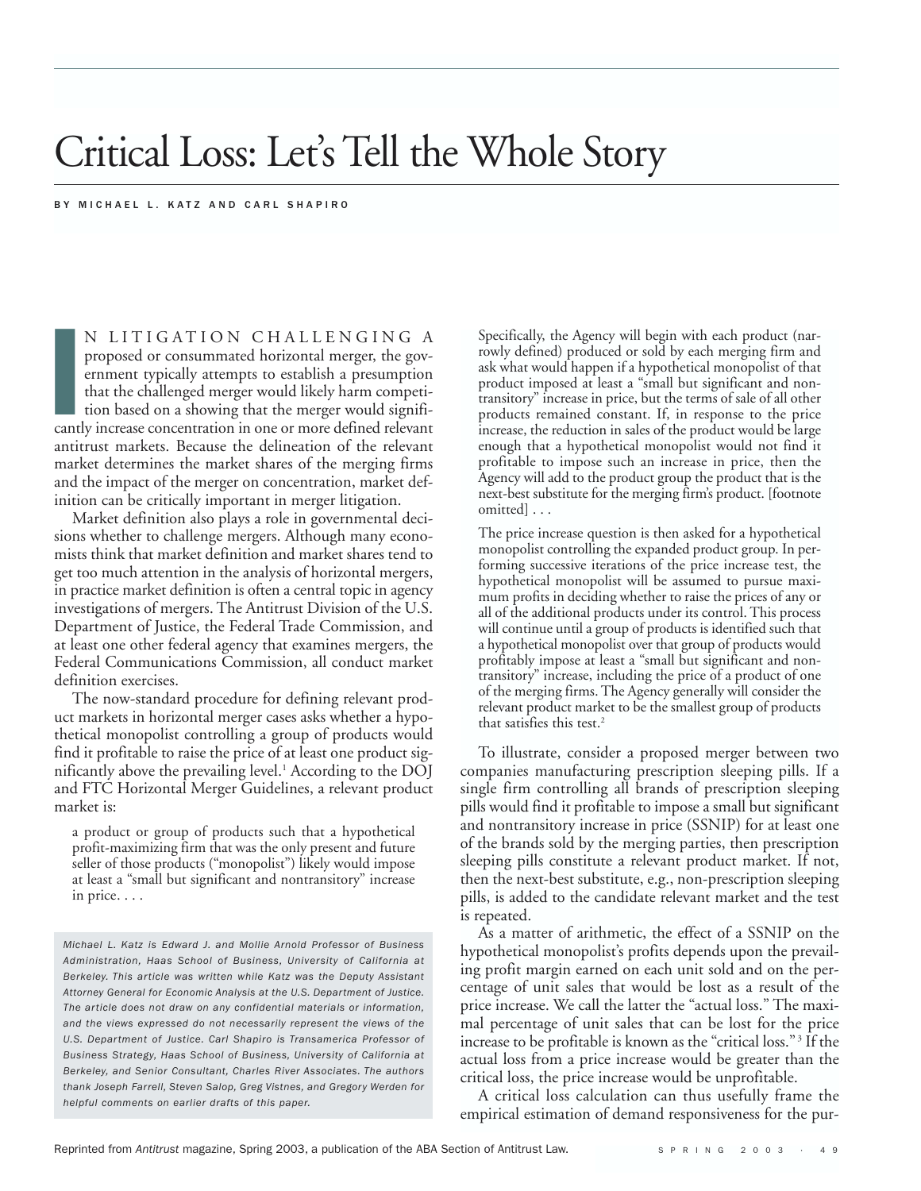# Critical Loss: Let's Tell the Whole Story

**BY MICHAEL L. KATZ AND CARL SHAPIRO**

IN LITIGATION CHALLENGING A proposed or consummated horizontal merger, the government typically attempts to establish a presumption that the challenged merger would likely harm competition based on a showing that the merger would significantly increase concentration in one or more defined relevant antitrust markets. Because the delineation of the relevant market determines the market shares of the merging firms and the impact of the merger on concentration, market definition can be critically important in merger litigation.

Market definition also plays a role in governmental decisions whether to challenge mergers. Although many economists think that market definition and market shares tend to get too much attention in the analysis of horizontal mergers, in practice market definition is often a central topic in agency investigations of mergers. The Antitrust Division of the U.S. Department of Justice, the Federal Trade Commission, and at least one other federal agency that examines mergers, the Federal Communications Commission, all conduct market definition exercises.

The now-standard procedure for defining relevant product markets in horizontal merger cases asks whether a hypothetical monopolist controlling a group of products would find it profitable to raise the price of at least one product significantly above the prevailing level.[1] According to the DOJ and FTC Horizontal Merger Guidelines, a relevant product market is:

> a product or group of products such that a hypothetical profit-maximizing firm that was the only present and future seller of those products ("monopolist") likely would impose at least a "small but significant and nontransitory" increase in price. . . .
>
> Specifically, the Agency will begin with each product (narrowly defined) produced or sold by each merging firm and ask what would happen if a hypothetical monopolist of that product imposed at least a "small but significant and nontransitory" increase in price, but the terms of sale of all other products remained constant. If, in response to the price increase, the reduction in sales of the product would be large enough that a hypothetical monopolist would not find it profitable to impose such an increase in price, then the Agency will add to the product group the product that is the next-best substitute for the merging firm's product. [footnote omitted] . . .
>
> The price increase question is then asked for a hypothetical monopolist controlling the expanded product group. In performing successive iterations of the price increase test, the hypothetical monopolist will be assumed to pursue maximum profits in deciding whether to raise the prices of any or all of the additional products under its control. This process will continue until a group of products is identified such that a hypothetical monopolist over that group of products would profitably impose at least a "small but significant and nontransitory" increase, including the price of a product of one of the merging firms. The Agency generally will consider the relevant product market to be the smallest group of products that satisfies this test.[2]

To illustrate, consider a proposed merger between two companies manufacturing prescription sleeping pills. If a single firm controlling all brands of prescription sleeping pills would find it profitable to impose a small but significant and nontransitory increase in price (SSNIP) for at least one of the brands sold by the merging parties, then prescription sleeping pills constitute a relevant product market. If not, then the next-best substitute, e.g., non-prescription sleeping pills, is added to the candidate relevant market and the test is repeated.

As a matter of arithmetic, the effect of a SSNIP on the hypothetical monopolist's profits depends upon the prevailing profit margin earned on each unit sold and on the percentage of unit sales that would be lost as a result of the price increase. We call the latter the "actual loss." The maximal percentage of unit sales that can be lost for the price increase to be profitable is known as the "critical loss."[3] If the actual loss from a price increase would be greater than the critical loss, the price increase would be unprofitable.

A critical loss calculation can thus usefully frame the empirical estimation of demand responsiveness for the pur-

*Michael L. Katz is Edward J. and Mollie Arnold Professor of Business Administration, Haas School of Business, University of California at Berkeley. This article was written while Katz was the Deputy Assistant Attorney General for Economic Analysis at the U.S. Department of Justice. The article does not draw on any confidential materials or information, and the views expressed do not necessarily represent the views of the U.S. Department of Justice. Carl Shapiro is Transamerica Professor of Business Strategy, Haas School of Business, University of California at Berkeley, and Senior Consultant, Charles River Associates. The authors thank Joseph Farrell, Steven Salop, Greg Vistnes, and Gregory Werden for helpful comments on earlier drafts of this paper.*

Reprinted from *Antitrust* magazine, Spring 2003, a publication of the ABA Section of Antitrust Law.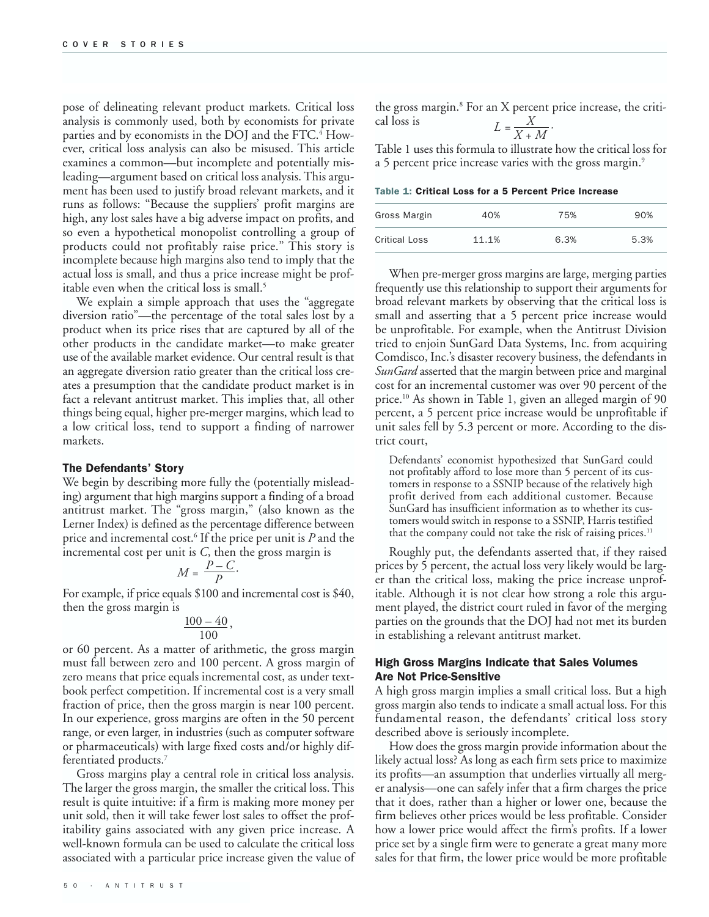pose of delineating relevant product markets. Critical loss analysis is commonly used, both by economists for private parties and by economists in the DOJ and the FTC.[4] However, critical loss analysis can also be misused. This article examines a common—but incomplete and potentially misleading—argument based on critical loss analysis. This argument has been used to justify broad relevant markets, and it runs as follows: "Because the suppliers' profit margins are high, any lost sales have a big adverse impact on profits, and so even a hypothetical monopolist controlling a group of products could not profitably raise price." This story is incomplete because high margins also tend to imply that the actual loss is small, and thus a price increase might be profitable even when the critical loss is small.[5]

We explain a simple approach that uses the "aggregate diversion ratio"—the percentage of the total sales lost by a product when its price rises that are captured by all of the other products in the candidate market—to make greater use of the available market evidence. Our central result is that an aggregate diversion ratio greater than the critical loss creates a presumption that the candidate product market is in fact a relevant antitrust market. This implies that, all other things being equal, higher pre-merger margins, which lead to a low critical loss, tend to support a finding of narrower markets.

### The Defendants' Story

We begin by describing more fully the (potentially misleading) argument that high margins support a finding of a broad antitrust market. The "gross margin," (also known as the Lerner Index) is defined as the percentage difference between price and incremental cost.[6] If the price per unit is $P$ and the incremental cost per unit is $C$, then the gross margin is

$$M = \frac{P - C}{P}.$$

For example, if price equals \$100 and incremental cost is \$40, then the gross margin is

$$\frac{100 - 40}{100},$$

or 60 percent. As a matter of arithmetic, the gross margin must fall between zero and 100 percent. A gross margin of zero means that price equals incremental cost, as under textbook perfect competition. If incremental cost is a very small fraction of price, then the gross margin is near 100 percent. In our experience, gross margins are often in the 50 percent range, or even larger, in industries (such as computer software or pharmaceuticals) with large fixed costs and/or highly differentiated products.[7]

Gross margins play a central role in critical loss analysis. The larger the gross margin, the smaller the critical loss. This result is quite intuitive: if a firm is making more money per unit sold, then it will take fewer lost sales to offset the profitability gains associated with any given price increase. A well-known formula can be used to calculate the critical loss associated with a particular price increase given the value of the gross margin.[8] For an X percent price increase, the critical loss is

$$L = \frac{X}{X + M}.$$

Table 1 uses this formula to illustrate how the critical loss for a 5 percent price increase varies with the gross margin.[9]

**Table 1: Critical Loss for a 5 Percent Price Increase**

| Gross Margin | 40% | 75% | 90% |
|---|---|---|---|
| Critical Loss | 11.1% | 6.3% | 5.3% |

When pre-merger gross margins are large, merging parties frequently use this relationship to support their arguments for broad relevant markets by observing that the critical loss is small and asserting that a 5 percent price increase would be unprofitable. For example, when the Antitrust Division tried to enjoin SunGard Data Systems, Inc. from acquiring Comdisco, Inc.'s disaster recovery business, the defendants in *SunGard* asserted that the margin between price and marginal cost for an incremental customer was over 90 percent of the price.[10] As shown in Table 1, given an alleged margin of 90 percent, a 5 percent price increase would be unprofitable if unit sales fell by 5.3 percent or more. According to the district court,

> Defendants' economist hypothesized that SunGard could not profitably afford to lose more than 5 percent of its customers in response to a SSNIP because of the relatively high profit derived from each additional customer. Because SunGard has insufficient information as to whether its customers would switch in response to a SSNIP, Harris testified that the company could not take the risk of raising prices.[11]

Roughly put, the defendants asserted that, if they raised prices by 5 percent, the actual loss very likely would be larger than the critical loss, making the price increase unprofitable. Although it is not clear how strong a role this argument played, the district court ruled in favor of the merging parties on the grounds that the DOJ had not met its burden in establishing a relevant antitrust market.

### High Gross Margins Indicate that Sales Volumes Are Not Price-Sensitive

A high gross margin implies a small critical loss. But a high gross margin also tends to indicate a small actual loss. For this fundamental reason, the defendants' critical loss story described above is seriously incomplete.

How does the gross margin provide information about the likely actual loss? As long as each firm sets price to maximize its profits—an assumption that underlies virtually all merger analysis—one can safely infer that a firm charges the price that it does, rather than a higher or lower one, because the firm believes other prices would be less profitable. Consider how a lower price would affect the firm's profits. If a lower price set by a single firm were to generate a great many more sales for that firm, the lower price would be more profitable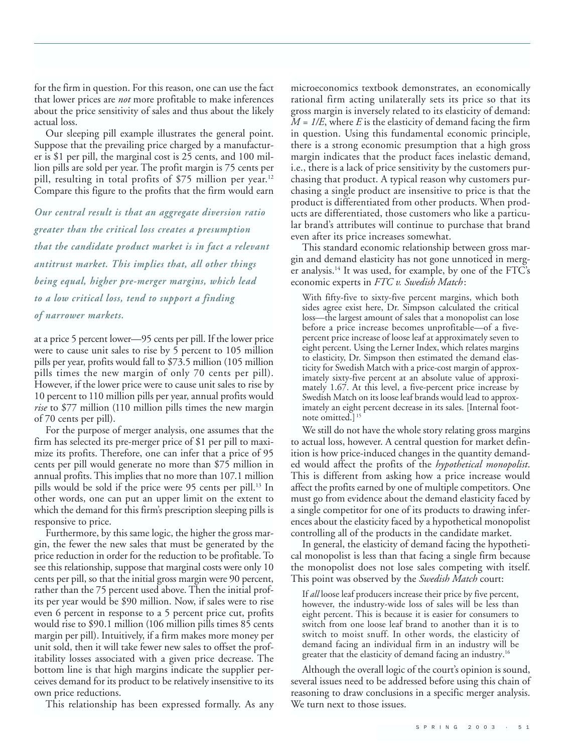for the firm in question. For this reason, one can use the fact that lower prices are *not* more profitable to make inferences about the price sensitivity of sales and thus about the likely actual loss.

Our sleeping pill example illustrates the general point. Suppose that the prevailing price charged by a manufacturer is $1 per pill, the marginal cost is 25 cents, and 100 million pills are sold per year. The profit margin is 75 cents per pill, resulting in total profits of $75 million per year.[12] Compare this figure to the profits that the firm would earn at a price 5 percent lower—95 cents per pill. If the lower price were to cause unit sales to rise by 5 percent to 105 million pills per year, profits would fall to $73.5 million (105 million pills times the new margin of only 70 cents per pill). However, if the lower price were to cause unit sales to rise by 10 percent to 110 million pills per year, annual profits would *rise* to $77 million (110 million pills times the new margin of 70 cents per pill).

> ***Our central result is that an aggregate diversion ratio greater than the critical loss creates a presumption that the candidate product market is in fact a relevant antitrust market. This implies that, all other things being equal, higher pre-merger margins, which lead to a low critical loss, tend to support a finding of narrower markets.***

For the purpose of merger analysis, one assumes that the firm has selected its pre-merger price of $1 per pill to maximize its profits. Therefore, one can infer that a price of 95 cents per pill would generate no more than $75 million in annual profits. This implies that no more than 107.1 million pills would be sold if the price were 95 cents per pill.[13] In other words, one can put an upper limit on the extent to which the demand for this firm's prescription sleeping pills is responsive to price.

Furthermore, by this same logic, the higher the gross margin, the fewer the new sales that must be generated by the price reduction in order for the reduction to be profitable. To see this relationship, suppose that marginal costs were only 10 cents per pill, so that the initial gross margin were 90 percent, rather than the 75 percent used above. Then the initial profits per year would be $90 million. Now, if sales were to rise even 6 percent in response to a 5 percent price cut, profits would rise to $90.1 million (106 million pills times 85 cents margin per pill). Intuitively, if a firm makes more money per unit sold, then it will take fewer new sales to offset the profitability losses associated with a given price decrease. The bottom line is that high margins indicate the supplier perceives demand for its product to be relatively insensitive to its own price reductions.

This relationship has been expressed formally. As any microeconomics textbook demonstrates, an economically rational firm acting unilaterally sets its price so that its gross margin is inversely related to its elasticity of demand: $M = 1/E$, where $E$ is the elasticity of demand facing the firm in question. Using this fundamental economic principle, there is a strong economic presumption that a high gross margin indicates that the product faces inelastic demand, i.e., there is a lack of price sensitivity by the customers purchasing that product. A typical reason why customers purchasing a single product are insensitive to price is that the product is differentiated from other products. When products are differentiated, those customers who like a particular brand's attributes will continue to purchase that brand even after its price increases somewhat.

This standard economic relationship between gross margin and demand elasticity has not gone unnoticed in merger analysis.[14] It was used, for example, by one of the FTC's economic experts in *FTC v. Swedish Match*:

> With fifty-five to sixty-five percent margins, which both sides agree exist here, Dr. Simpson calculated the critical loss—the largest amount of sales that a monopolist can lose before a price increase becomes unprofitable—of a five-percent price increase of loose leaf at approximately seven to eight percent. Using the Lerner Index, which relates margins to elasticity, Dr. Simpson then estimated the demand elasticity for Swedish Match with a price-cost margin of approximately sixty-five percent at an absolute value of approximately 1.67. At this level, a five-percent price increase by Swedish Match on its loose leaf brands would lead to approximately an eight percent decrease in its sales. [Internal footnote omitted.][15]

We still do not have the whole story relating gross margins to actual loss, however. A central question for market definition is how price-induced changes in the quantity demanded would affect the profits of the *hypothetical monopolist*. This is different from asking how a price increase would affect the profits earned by one of multiple competitors. One must go from evidence about the demand elasticity faced by a single competitor for one of its products to drawing inferences about the elasticity faced by a hypothetical monopolist controlling all of the products in the candidate market.

In general, the elasticity of demand facing the hypothetical monopolist is less than that facing a single firm because the monopolist does not lose sales competing with itself. This point was observed by the *Swedish Match* court:

> If *all* loose leaf producers increase their price by five percent, however, the industry-wide loss of sales will be less than eight percent. This is because it is easier for consumers to switch from one loose leaf brand to another than it is to switch to moist snuff. In other words, the elasticity of demand facing an individual firm in an industry will be greater that the elasticity of demand facing an industry.[16]

Although the overall logic of the court's opinion is sound, several issues need to be addressed before using this chain of reasoning to draw conclusions in a specific merger analysis. We turn next to those issues.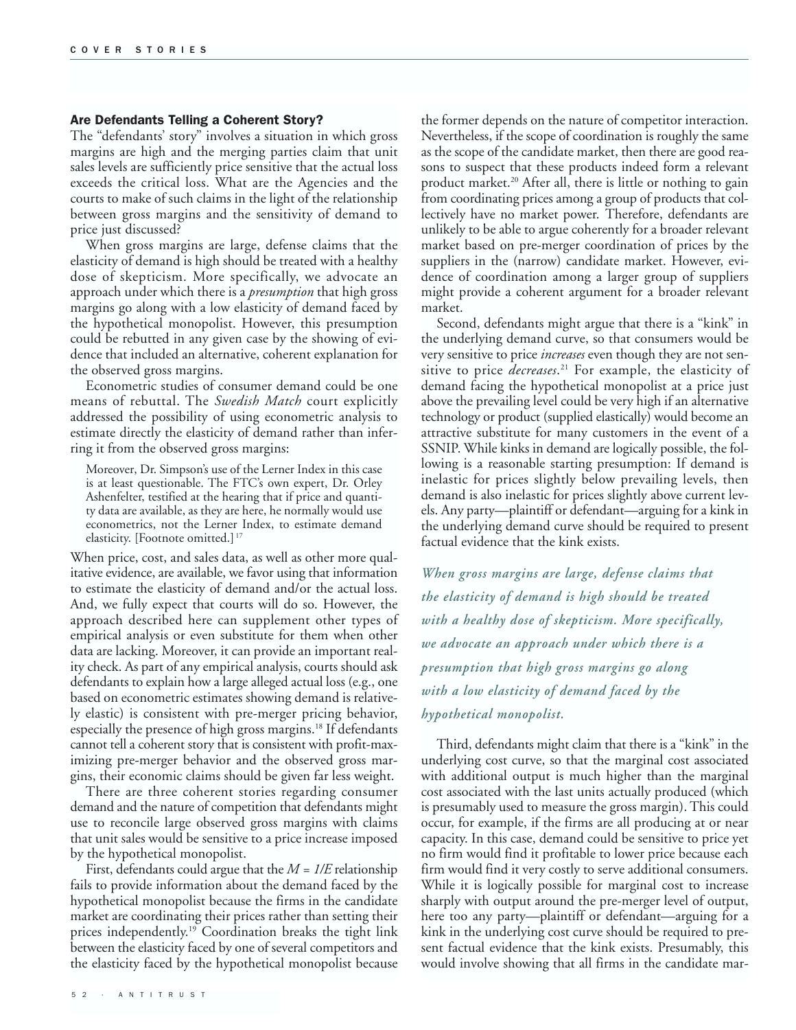### Are Defendants Telling a Coherent Story?

The "defendants' story" involves a situation in which gross margins are high and the merging parties claim that unit sales levels are sufficiently price sensitive that the actual loss exceeds the critical loss. What are the Agencies and the courts to make of such claims in the light of the relationship between gross margins and the sensitivity of demand to price just discussed?

When gross margins are large, defense claims that the elasticity of demand is high should be treated with a healthy dose of skepticism. More specifically, we advocate an approach under which there is a *presumption* that high gross margins go along with a low elasticity of demand faced by the hypothetical monopolist. However, this presumption could be rebutted in any given case by the showing of evidence that included an alternative, coherent explanation for the observed gross margins.

Econometric studies of consumer demand could be one means of rebuttal. The *Swedish Match* court explicitly addressed the possibility of using econometric analysis to estimate directly the elasticity of demand rather than inferring it from the observed gross margins:

> Moreover, Dr. Simpson's use of the Lerner Index in this case is at least questionable. The FTC's own expert, Dr. Orley Ashenfelter, testified at the hearing that if price and quantity data are available, as they are here, he normally would use econometrics, not the Lerner Index, to estimate demand elasticity. [Footnote omitted.][17]

When price, cost, and sales data, as well as other more qualitative evidence, are available, we favor using that information to estimate the elasticity of demand and/or the actual loss. And, we fully expect that courts will do so. However, the approach described here can supplement other types of empirical analysis or even substitute for them when other data are lacking. Moreover, it can provide an important reality check. As part of any empirical analysis, courts should ask defendants to explain how a large alleged actual loss (e.g., one based on econometric estimates showing demand is relatively elastic) is consistent with pre-merger pricing behavior, especially the presence of high gross margins.[18] If defendants cannot tell a coherent story that is consistent with profit-maximizing pre-merger behavior and the observed gross margins, their economic claims should be given far less weight.

There are three coherent stories regarding consumer demand and the nature of competition that defendants might use to reconcile large observed gross margins with claims that unit sales would be sensitive to a price increase imposed by the hypothetical monopolist.

First, defendants could argue that the $M = 1/E$ relationship fails to provide information about the demand faced by the hypothetical monopolist because the firms in the candidate market are coordinating their prices rather than setting their prices independently.[19] Coordination breaks the tight link between the elasticity faced by one of several competitors and the elasticity faced by the hypothetical monopolist because the former depends on the nature of competitor interaction. Nevertheless, if the scope of coordination is roughly the same as the scope of the candidate market, then there are good reasons to suspect that these products indeed form a relevant product market.[20] After all, there is little or nothing to gain from coordinating prices among a group of products that collectively have no market power. Therefore, defendants are unlikely to be able to argue coherently for a broader relevant market based on pre-merger coordination of prices by the suppliers in the (narrow) candidate market. However, evidence of coordination among a larger group of suppliers might provide a coherent argument for a broader relevant market.

Second, defendants might argue that there is a "kink" in the underlying demand curve, so that consumers would be very sensitive to price *increases* even though they are not sensitive to price *decreases*.[21] For example, the elasticity of demand facing the hypothetical monopolist at a price just above the prevailing level could be very high if an alternative technology or product (supplied elastically) would become an attractive substitute for many customers in the event of a SSNIP. While kinks in demand are logically possible, the following is a reasonable starting presumption: If demand is inelastic for prices slightly below prevailing levels, then demand is also inelastic for prices slightly above current levels. Any party—plaintiff or defendant—arguing for a kink in the underlying demand curve should be required to present factual evidence that the kink exists.

*When gross margins are large, defense claims that the elasticity of demand is high should be treated with a healthy dose of skepticism. More specifically, we advocate an approach under which there is a presumption that high gross margins go along with a low elasticity of demand faced by the hypothetical monopolist.*

Third, defendants might claim that there is a "kink" in the underlying cost curve, so that the marginal cost associated with additional output is much higher than the marginal cost associated with the last units actually produced (which is presumably used to measure the gross margin). This could occur, for example, if the firms are all producing at or near capacity. In this case, demand could be sensitive to price yet no firm would find it profitable to lower price because each firm would find it very costly to serve additional consumers. While it is logically possible for marginal cost to increase sharply with output around the pre-merger level of output, here too any party—plaintiff or defendant—arguing for a kink in the underlying cost curve should be required to present factual evidence that the kink exists. Presumably, this would involve showing that all firms in the candidate mar-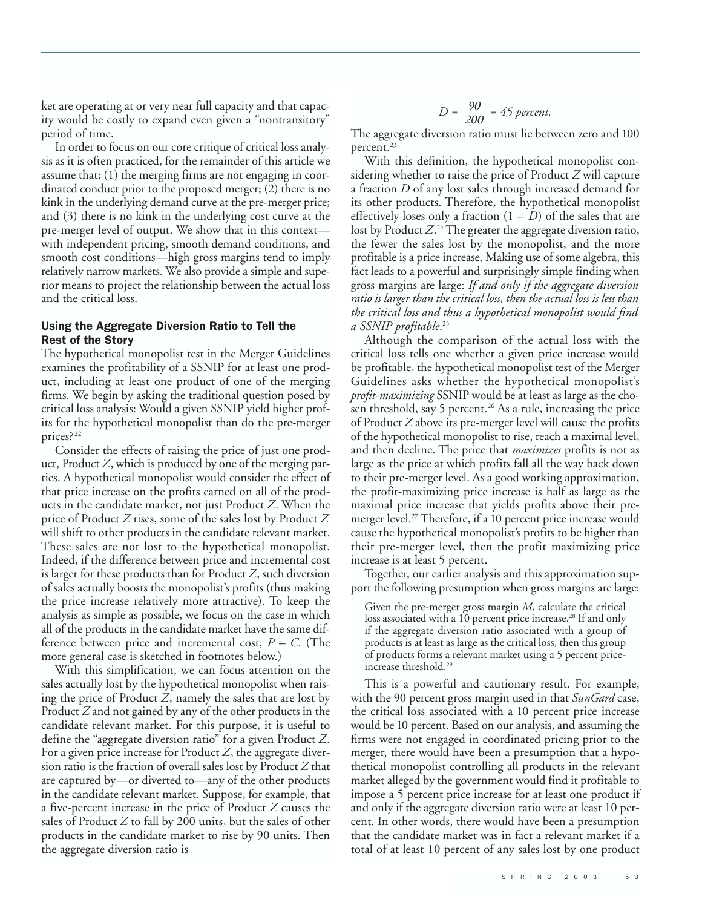ket are operating at or very near full capacity and that capacity would be costly to expand even given a "nontransitory" period of time.

In order to focus on our core critique of critical loss analysis as it is often practiced, for the remainder of this article we assume that: (1) the merging firms are not engaging in coordinated conduct prior to the proposed merger; (2) there is no kink in the underlying demand curve at the pre-merger price; and (3) there is no kink in the underlying cost curve at the pre-merger level of output. We show that in this context—with independent pricing, smooth demand conditions, and smooth cost conditions—high gross margins tend to imply relatively narrow markets. We also provide a simple and superior means to project the relationship between the actual loss and the critical loss.

### Using the Aggregate Diversion Ratio to Tell the Rest of the Story

The hypothetical monopolist test in the Merger Guidelines examines the profitability of a SSNIP for at least one product, including at least one product of one of the merging firms. We begin by asking the traditional question posed by critical loss analysis: Would a given SSNIP yield higher profits for the hypothetical monopolist than do the pre-merger prices?[22]

Consider the effects of raising the price of just one product, Product $Z$, which is produced by one of the merging parties. A hypothetical monopolist would consider the effect of that price increase on the profits earned on all of the products in the candidate market, not just Product $Z$. When the price of Product $Z$ rises, some of the sales lost by Product $Z$ will shift to other products in the candidate relevant market. These sales are not lost to the hypothetical monopolist. Indeed, if the difference between price and incremental cost is larger for these products than for Product $Z$, such diversion of sales actually boosts the monopolist's profits (thus making the price increase relatively more attractive). To keep the analysis as simple as possible, we focus on the case in which all of the products in the candidate market have the same difference between price and incremental cost, $P - C$. (The more general case is sketched in footnotes below.)

With this simplification, we can focus attention on the sales actually lost by the hypothetical monopolist when raising the price of Product $Z$, namely the sales that are lost by Product $Z$ and not gained by any of the other products in the candidate relevant market. For this purpose, it is useful to define the "aggregate diversion ratio" for a given Product $Z$. For a given price increase for Product $Z$, the aggregate diversion ratio is the fraction of overall sales lost by Product $Z$ that are captured by—or diverted to—any of the other products in the candidate relevant market. Suppose, for example, that a five-percent increase in the price of Product $Z$ causes the sales of Product $Z$ to fall by 200 units, but the sales of other products in the candidate market to rise by 90 units. Then the aggregate diversion ratio is

$$D = \frac{90}{200} = 45 \text{ percent.}$$

The aggregate diversion ratio must lie between zero and 100 percent.[23]

With this definition, the hypothetical monopolist considering whether to raise the price of Product $Z$ will capture a fraction $D$ of any lost sales through increased demand for its other products. Therefore, the hypothetical monopolist effectively loses only a fraction $(1 - D)$ of the sales that are lost by Product $Z$.[24] The greater the aggregate diversion ratio, the fewer the sales lost by the monopolist, and the more profitable is a price increase. Making use of some algebra, this fact leads to a powerful and surprisingly simple finding when gross margins are large: *If and only if the aggregate diversion ratio is larger than the critical loss, then the actual loss is less than the critical loss and thus a hypothetical monopolist would find a SSNIP profitable.*[25]

Although the comparison of the actual loss with the critical loss tells one whether a given price increase would be profitable, the hypothetical monopolist test of the Merger Guidelines asks whether the hypothetical monopolist's *profit-maximizing* SSNIP would be at least as large as the chosen threshold, say 5 percent.[26] As a rule, increasing the price of Product $Z$ above its pre-merger level will cause the profits of the hypothetical monopolist to rise, reach a maximal level, and then decline. The price that *maximizes* profits is not as large as the price at which profits fall all the way back down to their pre-merger level. As a good working approximation, the profit-maximizing price increase is half as large as the maximal price increase that yields profits above their pre-merger level.[27] Therefore, if a 10 percent price increase would cause the hypothetical monopolist's profits to be higher than their pre-merger level, then the profit maximizing price increase is at least 5 percent.

Together, our earlier analysis and this approximation support the following presumption when gross margins are large:

> Given the pre-merger gross margin $M$, calculate the critical loss associated with a 10 percent price increase.[28] If and only if the aggregate diversion ratio associated with a group of products is at least as large as the critical loss, then this group of products forms a relevant market using a 5 percent price-increase threshold.[29]

This is a powerful and cautionary result. For example, with the 90 percent gross margin used in that *SunGard* case, the critical loss associated with a 10 percent price increase would be 10 percent. Based on our analysis, and assuming the firms were not engaged in coordinated pricing prior to the merger, there would have been a presumption that a hypothetical monopolist controlling all products in the relevant market alleged by the government would find it profitable to impose a 5 percent price increase for at least one product if and only if the aggregate diversion ratio were at least 10 percent. In other words, there would have been a presumption that the candidate market was in fact a relevant market if a total of at least 10 percent of any sales lost by one product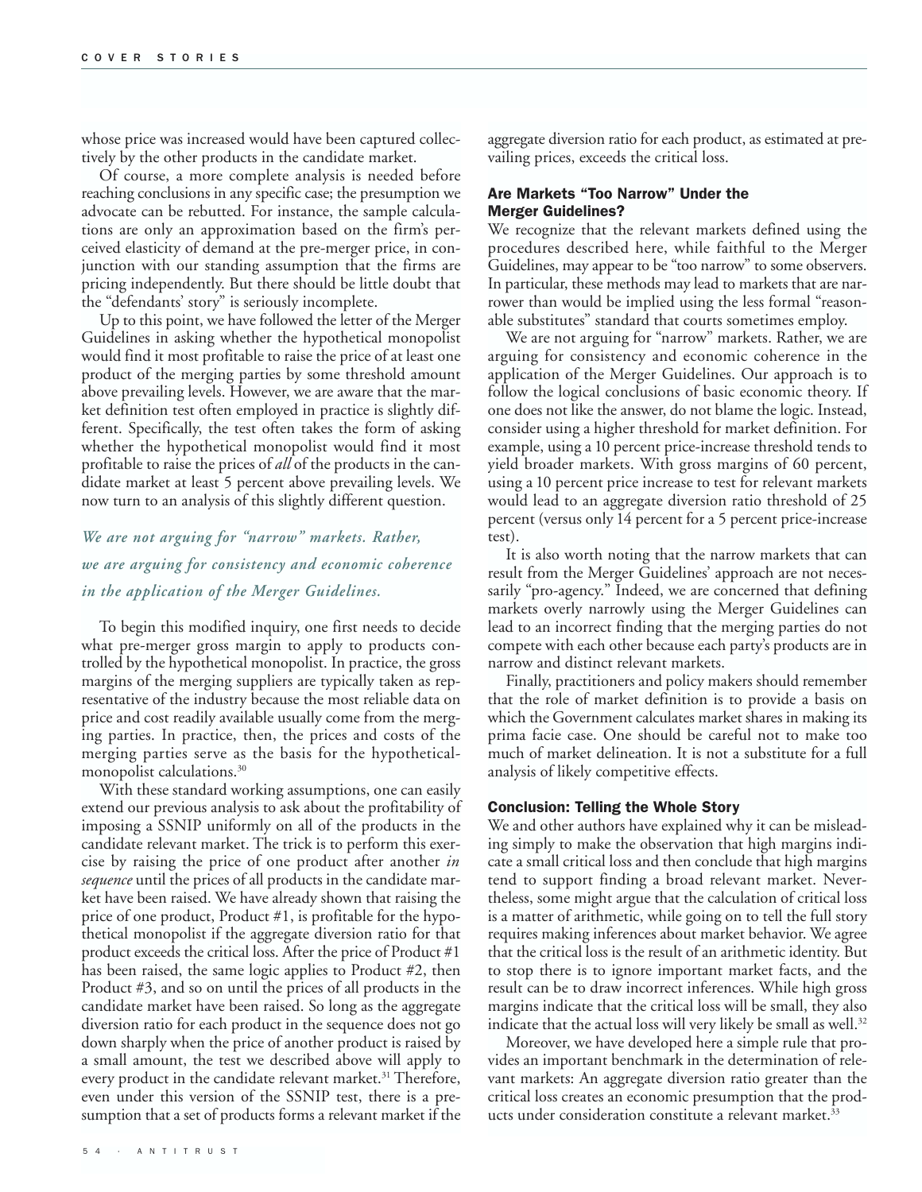whose price was increased would have been captured collectively by the other products in the candidate market.

Of course, a more complete analysis is needed before reaching conclusions in any specific case; the presumption we advocate can be rebutted. For instance, the sample calculations are only an approximation based on the firm's perceived elasticity of demand at the pre-merger price, in conjunction with our standing assumption that the firms are pricing independently. But there should be little doubt that the "defendants' story" is seriously incomplete.

Up to this point, we have followed the letter of the Merger Guidelines in asking whether the hypothetical monopolist would find it most profitable to raise the price of at least one product of the merging parties by some threshold amount above prevailing levels. However, we are aware that the market definition test often employed in practice is slightly different. Specifically, the test often takes the form of asking whether the hypothetical monopolist would find it most profitable to raise the prices of *all* of the products in the candidate market at least 5 percent above prevailing levels. We now turn to an analysis of this slightly different question.

*We are not arguing for "narrow" markets. Rather, we are arguing for consistency and economic coherence in the application of the Merger Guidelines.*

To begin this modified inquiry, one first needs to decide what pre-merger gross margin to apply to products controlled by the hypothetical monopolist. In practice, the gross margins of the merging suppliers are typically taken as representative of the industry because the most reliable data on price and cost readily available usually come from the merging parties. In practice, then, the prices and costs of the merging parties serve as the basis for the hypothetical-monopolist calculations.[30]

With these standard working assumptions, one can easily extend our previous analysis to ask about the profitability of imposing a SSNIP uniformly on all of the products in the candidate relevant market. The trick is to perform this exercise by raising the price of one product after another *in sequence* until the prices of all products in the candidate market have been raised. We have already shown that raising the price of one product, Product #1, is profitable for the hypothetical monopolist if the aggregate diversion ratio for that product exceeds the critical loss. After the price of Product #1 has been raised, the same logic applies to Product #2, then Product #3, and so on until the prices of all products in the candidate market have been raised. So long as the aggregate diversion ratio for each product in the sequence does not go down sharply when the price of another product is raised by a small amount, the test we described above will apply to every product in the candidate relevant market.[31] Therefore, even under this version of the SSNIP test, there is a presumption that a set of products forms a relevant market if the aggregate diversion ratio for each product, as estimated at prevailing prices, exceeds the critical loss.

### Are Markets "Too Narrow" Under the Merger Guidelines?

We recognize that the relevant markets defined using the procedures described here, while faithful to the Merger Guidelines, may appear to be "too narrow" to some observers. In particular, these methods may lead to markets that are narrower than would be implied using the less formal "reasonable substitutes" standard that courts sometimes employ.

We are not arguing for "narrow" markets. Rather, we are arguing for consistency and economic coherence in the application of the Merger Guidelines. Our approach is to follow the logical conclusions of basic economic theory. If one does not like the answer, do not blame the logic. Instead, consider using a higher threshold for market definition. For example, using a 10 percent price-increase threshold tends to yield broader markets. With gross margins of 60 percent, using a 10 percent price increase to test for relevant markets would lead to an aggregate diversion ratio threshold of 25 percent (versus only 14 percent for a 5 percent price-increase test).

It is also worth noting that the narrow markets that can result from the Merger Guidelines' approach are not necessarily "pro-agency." Indeed, we are concerned that defining markets overly narrowly using the Merger Guidelines can lead to an incorrect finding that the merging parties do not compete with each other because each party's products are in narrow and distinct relevant markets.

Finally, practitioners and policy makers should remember that the role of market definition is to provide a basis on which the Government calculates market shares in making its prima facie case. One should be careful not to make too much of market delineation. It is not a substitute for a full analysis of likely competitive effects.

### Conclusion: Telling the Whole Story

We and other authors have explained why it can be misleading simply to make the observation that high margins indicate a small critical loss and then conclude that high margins tend to support finding a broad relevant market. Nevertheless, some might argue that the calculation of critical loss is a matter of arithmetic, while going on to tell the full story requires making inferences about market behavior. We agree that the critical loss is the result of an arithmetic identity. But to stop there is to ignore important market facts, and the result can be to draw incorrect inferences. While high gross margins indicate that the critical loss will be small, they also indicate that the actual loss will very likely be small as well.[32]

Moreover, we have developed here a simple rule that provides an important benchmark in the determination of relevant markets: An aggregate diversion ratio greater than the critical loss creates an economic presumption that the products under consideration constitute a relevant market.[33]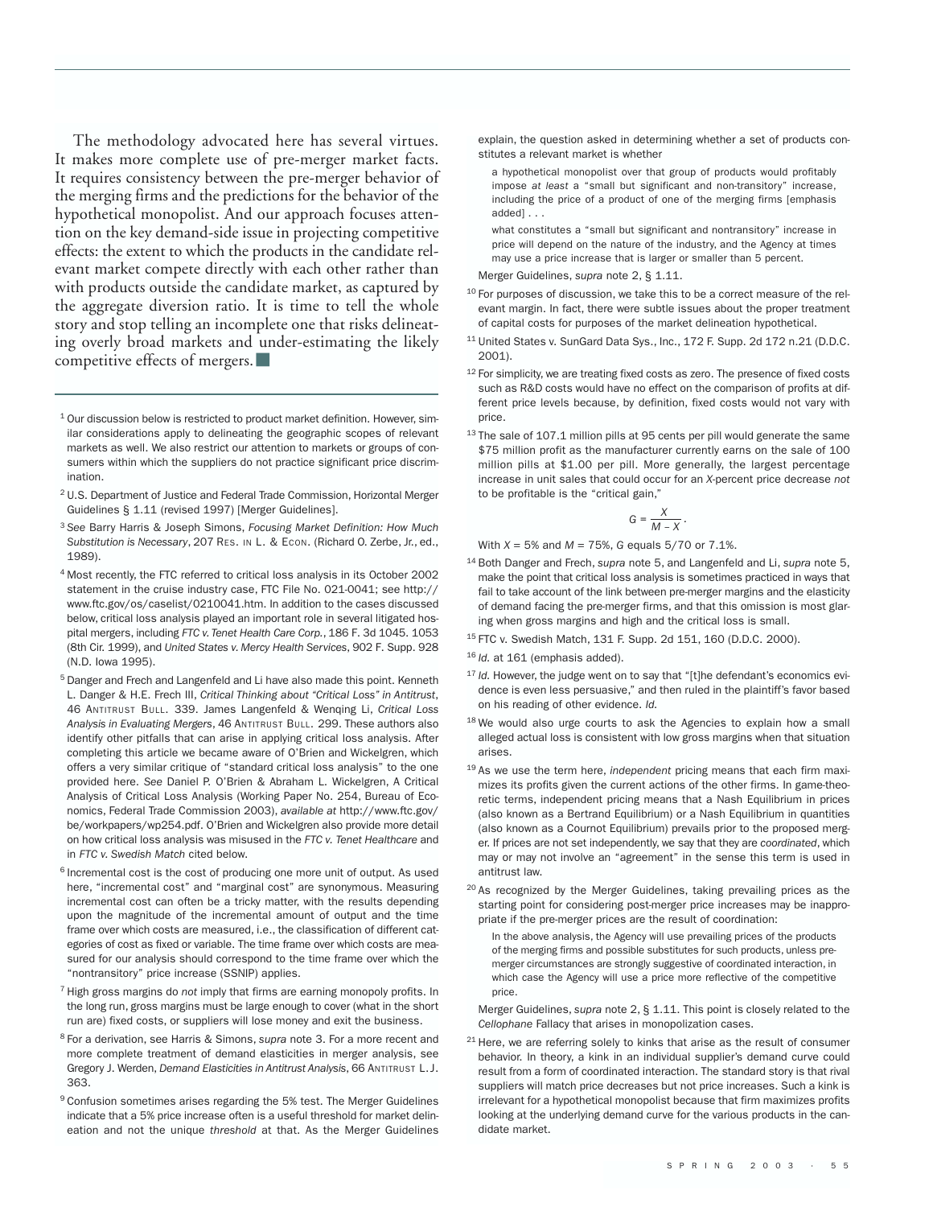The methodology advocated here has several virtues. It makes more complete use of pre-merger market facts. It requires consistency between the pre-merger behavior of the merging firms and the predictions for the behavior of the hypothetical monopolist. And our approach focuses attention on the key demand-side issue in projecting competitive effects: the extent to which the products in the candidate relevant market compete directly with each other rather than with products outside the candidate market, as captured by the aggregate diversion ratio. It is time to tell the whole story and stop telling an incomplete one that risks delineating overly broad markets and under-estimating the likely competitive effects of mergers. ■

---

[1] Our discussion below is restricted to product market definition. However, similar considerations apply to delineating the geographic scopes of relevant markets as well. We also restrict our attention to markets or groups of consumers within which the suppliers do not practice significant price discrimination.

[2] U.S. Department of Justice and Federal Trade Commission, Horizontal Merger Guidelines § 1.11 (revised 1997) [Merger Guidelines].

[3] *See* Barry Harris & Joseph Simons, *Focusing Market Definition: How Much Substitution is Necessary*, 207 RES. IN L. & ECON. (Richard O. Zerbe, Jr., ed., 1989).

[4] Most recently, the FTC referred to critical loss analysis in its October 2002 statement in the cruise industry case, FTC File No. 021-0041; see http://www.ftc.gov/os/caselist/0210041.htm. In addition to the cases discussed below, critical loss analysis played an important role in several litigated hospital mergers, including *FTC v. Tenet Health Care Corp.*, 186 F. 3d 1045. 1053 (8th Cir. 1999), and *United States v. Mercy Health Services*, 902 F. Supp. 928 (N.D. Iowa 1995).

[5] Danger and Frech and Langenfeld and Li have also made this point. Kenneth L. Danger & H.E. Frech III, *Critical Thinking about "Critical Loss" in Antitrust*, 46 ANTITRUST BULL. 339. James Langenfeld & Wenqing Li, *Critical Loss Analysis in Evaluating Mergers*, 46 ANTITRUST BULL. 299. These authors also identify other pitfalls that can arise in applying critical loss analysis. After completing this article we became aware of O'Brien and Wickelgren, which offers a very similar critique of "standard critical loss analysis" to the one provided here. *See* Daniel P. O'Brien & Abraham L. Wickelgren, A Critical Analysis of Critical Loss Analysis (Working Paper No. 254, Bureau of Economics, Federal Trade Commission 2003), *available at* http://www.ftc.gov/be/workpapers/wp254.pdf. O'Brien and Wickelgren also provide more detail on how critical loss analysis was misused in the *FTC v. Tenet Healthcare* and in *FTC v. Swedish Match* cited below.

[6] Incremental cost is the cost of producing one more unit of output. As used here, "incremental cost" and "marginal cost" are synonymous. Measuring incremental cost can often be a tricky matter, with the results depending upon the magnitude of the incremental amount of output and the time frame over which costs are measured, i.e., the classification of different categories of cost as fixed or variable. The time frame over which costs are measured for our analysis should correspond to the time frame over which the "nontransitory" price increase (SSNIP) applies.

[7] High gross margins do *not* imply that firms are earning monopoly profits. In the long run, gross margins must be large enough to cover (what in the short run are) fixed costs, or suppliers will lose money and exit the business.

[8] For a derivation, see Harris & Simons, *supra* note 3. For a more recent and more complete treatment of demand elasticities in merger analysis, see Gregory J. Werden, *Demand Elasticities in Antitrust Analysis*, 66 ANTITRUST L.J. 363.

[9] Confusion sometimes arises regarding the 5% test. The Merger Guidelines indicate that a 5% price increase often is a useful threshold for market delineation and not the unique *threshold* at that. As the Merger Guidelines explain, the question asked in determining whether a set of products constitutes a relevant market is whether

> a hypothetical monopolist over that group of products would profitably impose *at least* a "small but significant and non-transitory" increase, including the price of a product of one of the merging firms [emphasis added] . . .
>
> what constitutes a "small but significant and nontransitory" increase in price will depend on the nature of the industry, and the Agency at times may use a price increase that is larger or smaller than 5 percent.

Merger Guidelines, *supra* note 2, § 1.11.

[10] For purposes of discussion, we take this to be a correct measure of the relevant margin. In fact, there were subtle issues about the proper treatment of capital costs for purposes of the market delineation hypothetical.

[11] United States v. SunGard Data Sys., Inc., 172 F. Supp. 2d 172 n.21 (D.D.C. 2001).

[12] For simplicity, we are treating fixed costs as zero. The presence of fixed costs such as R&D costs would have no effect on the comparison of profits at different price levels because, by definition, fixed costs would not vary with price.

[13] The sale of 107.1 million pills at 95 cents per pill would generate the same \$75 million profit as the manufacturer currently earns on the sale of 100 million pills at \$1.00 per pill. More generally, the largest percentage increase in unit sales that could occur for an *X*-percent price decrease *not* to be profitable is the "critical gain,"

$$G = \frac{X}{M - X}.$$

With $X = 5\%$ and $M = 75\%$, $G$ equals 5/70 or 7.1%.

[14] Both Danger and Frech, *supra* note 5, and Langenfeld and Li, *supra* note 5, make the point that critical loss analysis is sometimes practiced in ways that fail to take account of the link between pre-merger margins and the elasticity of demand facing the pre-merger firms, and that this omission is most glaring when gross margins and high and the critical loss is small.

[15] FTC v. Swedish Match, 131 F. Supp. 2d 151, 160 (D.D.C. 2000).

[16] *Id.* at 161 (emphasis added).

[17] *Id.* However, the judge went on to say that "[t]he defendant's economics evidence is even less persuasive," and then ruled in the plaintiff's favor based on his reading of other evidence. *Id.*

[18] We would also urge courts to ask the Agencies to explain how a small alleged actual loss is consistent with low gross margins when that situation arises.

[19] As we use the term here, *independent* pricing means that each firm maximizes its profits given the current actions of the other firms. In game-theoretic terms, independent pricing means that a Nash Equilibrium in prices (also known as a Bertrand Equilibrium) or a Nash Equilibrium in quantities (also known as a Cournot Equilibrium) prevails prior to the proposed merger. If prices are not set independently, we say that they are *coordinated*, which may or may not involve an "agreement" in the sense this term is used in antitrust law.

[20] As recognized by the Merger Guidelines, taking prevailing prices as the starting point for considering post-merger price increases may be inappropriate if the pre-merger prices are the result of coordination:

> In the above analysis, the Agency will use prevailing prices of the products of the merging firms and possible substitutes for such products, unless pre-merger circumstances are strongly suggestive of coordinated interaction, in which case the Agency will use a price more reflective of the competitive price.

Merger Guidelines, *supra* note 2, § 1.11. This point is closely related to the *Cellophane* Fallacy that arises in monopolization cases.

[21] Here, we are referring solely to kinks that arise as the result of consumer behavior. In theory, a kink in an individual supplier's demand curve could result from a form of coordinated interaction. The standard story is that rival suppliers will match price decreases but not price increases. Such a kink is irrelevant for a hypothetical monopolist because that firm maximizes profits looking at the underlying demand curve for the various products in the candidate market.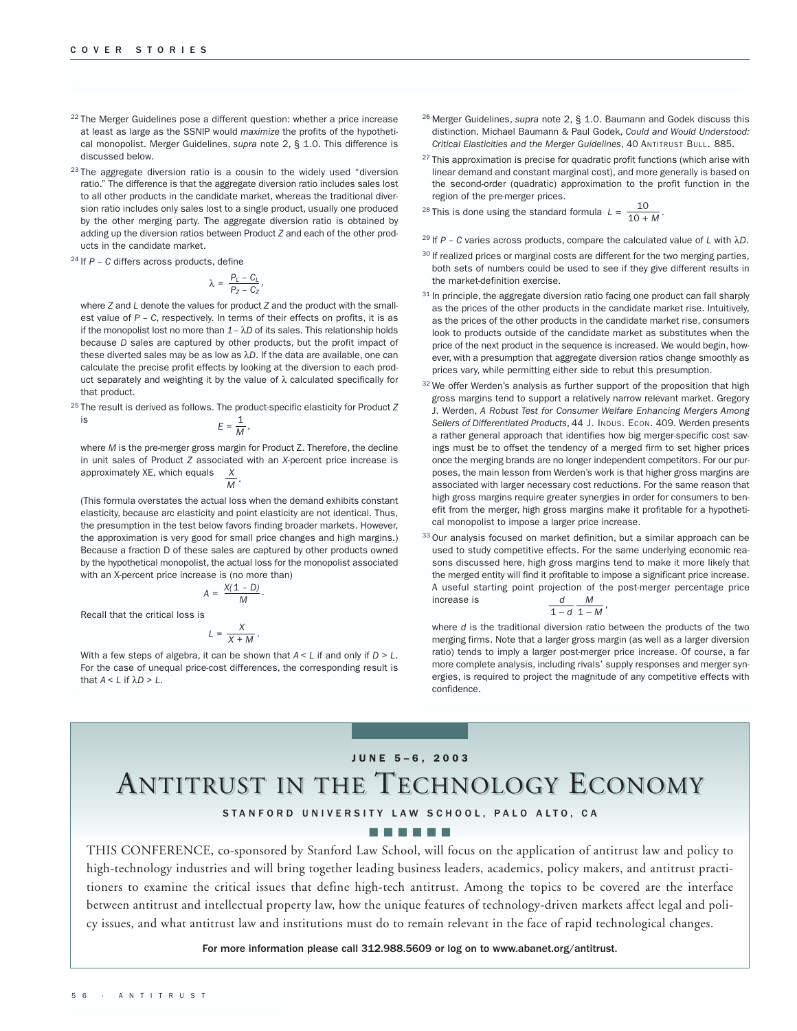[22] The Merger Guidelines pose a different question: whether a price increase at least as large as the SSNIP would *maximize* the profits of the hypothetical monopolist. Merger Guidelines, *supra* note 2, § 1.0. This difference is discussed below.

[23] The aggregate diversion ratio is a cousin to the widely used "diversion ratio." The difference is that the aggregate diversion ratio includes sales lost to all other products in the candidate market, whereas the traditional diversion ratio includes only sales lost to a single product, usually one produced by the other merging party. The aggregate diversion ratio is obtained by adding up the diversion ratios between Product $Z$ and each of the other products in the candidate market.

[24] If $P - C$ differs across products, define

$$\lambda = \frac{P_L - C_L}{P_Z - C_Z},$$

where $Z$ and $L$ denote the values for product $Z$ and the product with the smallest value of $P - C$, respectively. In terms of their effects on profits, it is as if the monopolist lost no more than $1 - \lambda D$ of its sales. This relationship holds because $D$ sales are captured by other products, but the profit impact of these diverted sales may be as low as $\lambda D$. If the data are available, one can calculate the precise profit effects by looking at the diversion to each product separately and weighting it by the value of $\lambda$ calculated specifically for that product.

[25] The result is derived as follows. The product-specific elasticity for Product $Z$ is

$$E = \frac{1}{M},$$

where $M$ is the pre-merger gross margin for Product Z. Therefore, the decline in unit sales of Product $Z$ associated with an $X$-percent price increase is approximately XE, which equals $\frac{X}{M}$.

(This formula overstates the actual loss when the demand exhibits constant elasticity, because arc elasticity and point elasticity are not identical. Thus, the presumption in the test below favors finding broader markets. However, the approximation is very good for small price changes and high margins.) Because a fraction D of these sales are captured by other products owned by the hypothetical monopolist, the actual loss for the monopolist associated with an X-percent price increase is (no more than)

$$A = \frac{X(1 - D)}{M}.$$

Recall that the critical loss is

$$L = \frac{X}{X + M}.$$

With a few steps of algebra, it can be shown that $A < L$ if and only if $D > L$. For the case of unequal price-cost differences, the corresponding result is that $A < L$ if $\lambda D > L$.

[26] Merger Guidelines, *supra* note 2, § 1.0. Baumann and Godek discuss this distinction. Michael Baumann & Paul Godek, *Could and Would Understood: Critical Elasticities and the Merger Guidelines*, 40 ANTITRUST BULL. 885.

[27] This approximation is precise for quadratic profit functions (which arise with linear demand and constant marginal cost), and more generally is based on the second-order (quadratic) approximation to the profit function in the region of the pre-merger prices.

[28] This is done using the standard formula $L = \frac{10}{10 + M}$.

[29] If $P - C$ varies across products, compare the calculated value of $L$ with $\lambda D$.

[30] If realized prices or marginal costs are different for the two merging parties, both sets of numbers could be used to see if they give different results in the market-definition exercise.

[31] In principle, the aggregate diversion ratio facing one product can fall sharply as the prices of the other products in the candidate market rise. Intuitively, as the prices of the other products in the candidate market rise, consumers look to products outside of the candidate market as substitutes when the price of the next product in the sequence is increased. We would begin, however, with a presumption that aggregate diversion ratios change smoothly as prices vary, while permitting either side to rebut this presumption.

[32] We offer Werden's analysis as further support of the proposition that high gross margins tend to support a relatively narrow relevant market. Gregory J. Werden, *A Robust Test for Consumer Welfare Enhancing Mergers Among Sellers of Differentiated Products*, 44 J. INDUS. ECON. 409. Werden presents a rather general approach that identifies how big merger-specific cost savings must be to offset the tendency of a merged firm to set higher prices once the merging brands are no longer independent competitors. For our purposes, the main lesson from Werden's work is that higher gross margins are associated with larger necessary cost reductions. For the same reason that high gross margins require greater synergies in order for consumers to benefit from the merger, high gross margins make it profitable for a hypothetical monopolist to impose a larger price increase.

[33] Our analysis focused on market definition, but a similar approach can be used to study competitive effects. For the same underlying economic reasons discussed here, high gross margins tend to make it more likely that the merged entity will find it profitable to impose a significant price increase. A useful starting point projection of the post-merger percentage price increase is

$$\frac{d}{1 - d}\,\frac{M}{1 - M},$$

where $d$ is the traditional diversion ratio between the products of the two merging firms. Note that a larger gross margin (as well as a larger diversion ratio) tends to imply a larger post-merger price increase. Of course, a far more complete analysis, including rivals' supply responses and merger synergies, is required to project the magnitude of any competitive effects with confidence.

**JUNE 5–6, 2003**

# ANTITRUST IN THE TECHNOLOGY ECONOMY

**STANFORD UNIVERSITY LAW SCHOOL, PALO ALTO, CA**

THIS CONFERENCE, co-sponsored by Stanford Law School, will focus on the application of antitrust law and policy to high-technology industries and will bring together leading business leaders, academics, policy makers, and antitrust practitioners to examine the critical issues that define high-tech antitrust. Among the topics to be covered are the interface between antitrust and intellectual property law, how the unique features of technology-driven markets affect legal and policy issues, and what antitrust law and institutions must do to remain relevant in the face of rapid technological changes.

**For more information please call 312.988.5609 or log on to www.abanet.org/antitrust.**